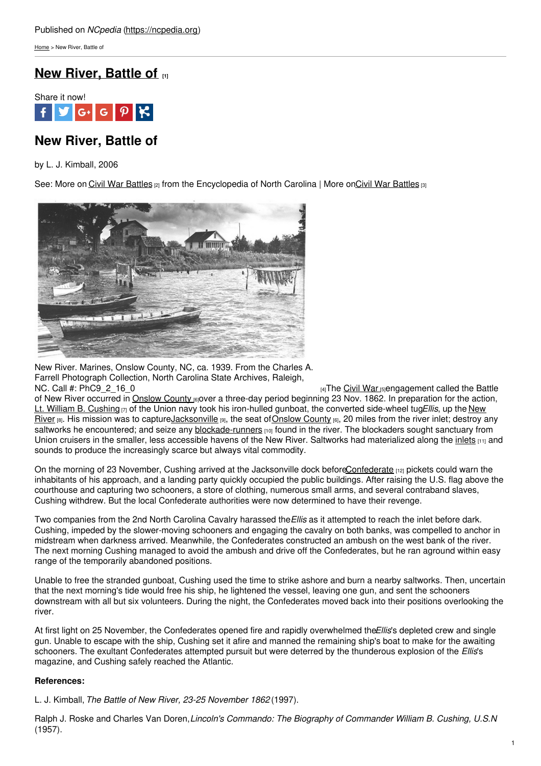Published on *NCpedia* (https://ncpedia.org)

Home > New River, Battle of

# New River, Battle of [1]

Share it now!

## New River, Battle of

by L. J. Kimball, 2006

See: More on Civil War Battles [2] from the Encyclopedia of North Carolina | More on Civil War Battles [3]

New River. Marines, Onslow County, NC, ca. 1939. From the Charles A. Farrell Photograph Collection, North Carolina State Archives, Raleigh, NC. Call #: PhC9_2_16_0 [4]

The Civil War [5] engagement called the Battle of New River occurred in Onslow County [6] over a three-day period beginning 23 Nov. 1862. In preparation for the action, Lt. William B. Cushing [7] of the Union navy took his iron-hulled gunboat, the converted side-wheel tug *Ellis*, up the New River [8]. His mission was to capture Jacksonville [9], the seat of Onslow County [6], 20 miles from the river inlet; destroy any saltworks he encountered; and seize any blockade-runners [10] found in the river. The blockaders sought sanctuary from Union cruisers in the smaller, less accessible havens of the New River. Saltworks had materialized along the inlets [11] and sounds to produce the increasingly scarce but always vital commodity.

On the morning of 23 November, Cushing arrived at the Jacksonville dock before Confederate [12] pickets could warn the inhabitants of his approach, and a landing party quickly occupied the public buildings. After raising the U.S. flag above the courthouse and capturing two schooners, a store of clothing, numerous small arms, and several contraband slaves, Cushing withdrew. But the local Confederate authorities were now determined to have their revenge.

Two companies from the 2nd North Carolina Cavalry harassed the *Ellis* as it attempted to reach the inlet before dark. Cushing, impeded by the slower-moving schooners and engaging the cavalry on both banks, was compelled to anchor in midstream when darkness arrived. Meanwhile, the Confederates constructed an ambush on the west bank of the river. The next morning Cushing managed to avoid the ambush and drive off the Confederates, but he ran aground within easy range of the temporarily abandoned positions.

Unable to free the stranded gunboat, Cushing used the time to strike ashore and burn a nearby saltworks. Then, uncertain that the next morning's tide would free his ship, he lightened the vessel, leaving one gun, and sent the schooners downstream with all but six volunteers. During the night, the Confederates moved back into their positions overlooking the river.

At first light on 25 November, the Confederates opened fire and rapidly overwhelmed the *Ellis*'s depleted crew and single gun. Unable to escape with the ship, Cushing set it afire and manned the remaining ship's boat to make for the awaiting schooners. The exultant Confederates attempted pursuit but were deterred by the thunderous explosion of the *Ellis*'s magazine, and Cushing safely reached the Atlantic.

**References:**

L. J. Kimball, *The Battle of New River, 23-25 November 1862* (1997).

Ralph J. Roske and Charles Van Doren, *Lincoln's Commando: The Biography of Commander William B. Cushing, U.S.N* (1957).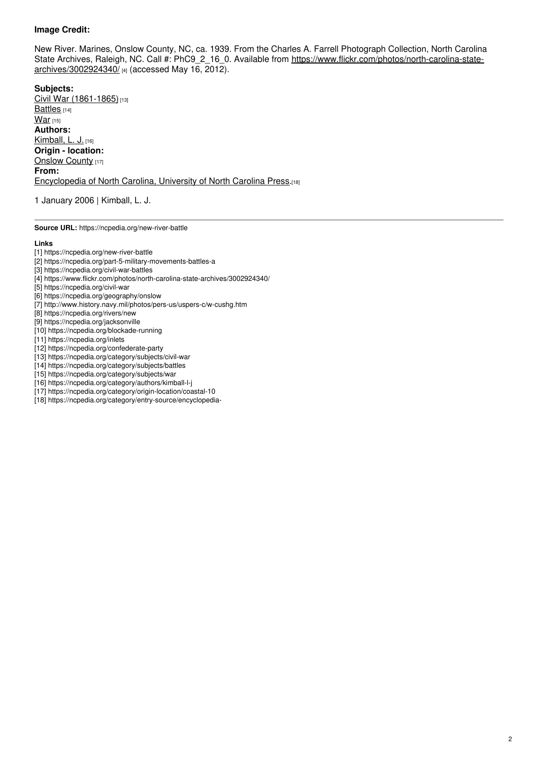**Image Credit:**

New River. Marines, Onslow County, NC, ca. 1939. From the Charles A. Farrell Photograph Collection, North Carolina State Archives, Raleigh, NC. Call #: PhC9_2_16_0. Available from https://www.flickr.com/photos/north-carolina-state-archives/3002924340/ [4] (accessed May 16, 2012).

**Subjects:**
Civil War (1861-1865) [13]
Battles [14]
War [15]
**Authors:**
Kimball, L. J. [16]
**Origin - location:**
Onslow County [17]
**From:**
Encyclopedia of North Carolina, University of North Carolina Press.[18]

1 January 2006 | Kimball, L. J.

---

**Source URL:** https://ncpedia.org/new-river-battle

**Links**

[1] https://ncpedia.org/new-river-battle
[2] https://ncpedia.org/part-5-military-movements-battles-a
[3] https://ncpedia.org/civil-war-battles
[4] https://www.flickr.com/photos/north-carolina-state-archives/3002924340/
[5] https://ncpedia.org/civil-war
[6] https://ncpedia.org/geography/onslow
[7] http://www.history.navy.mil/photos/pers-us/uspers-c/w-cushg.htm
[8] https://ncpedia.org/rivers/new
[9] https://ncpedia.org/jacksonville
[10] https://ncpedia.org/blockade-running
[11] https://ncpedia.org/inlets
[12] https://ncpedia.org/confederate-party
[13] https://ncpedia.org/category/subjects/civil-war
[14] https://ncpedia.org/category/subjects/battles
[15] https://ncpedia.org/category/subjects/war
[16] https://ncpedia.org/category/authors/kimball-l-j
[17] https://ncpedia.org/category/origin-location/coastal-10
[18] https://ncpedia.org/category/entry-source/encyclopedia-